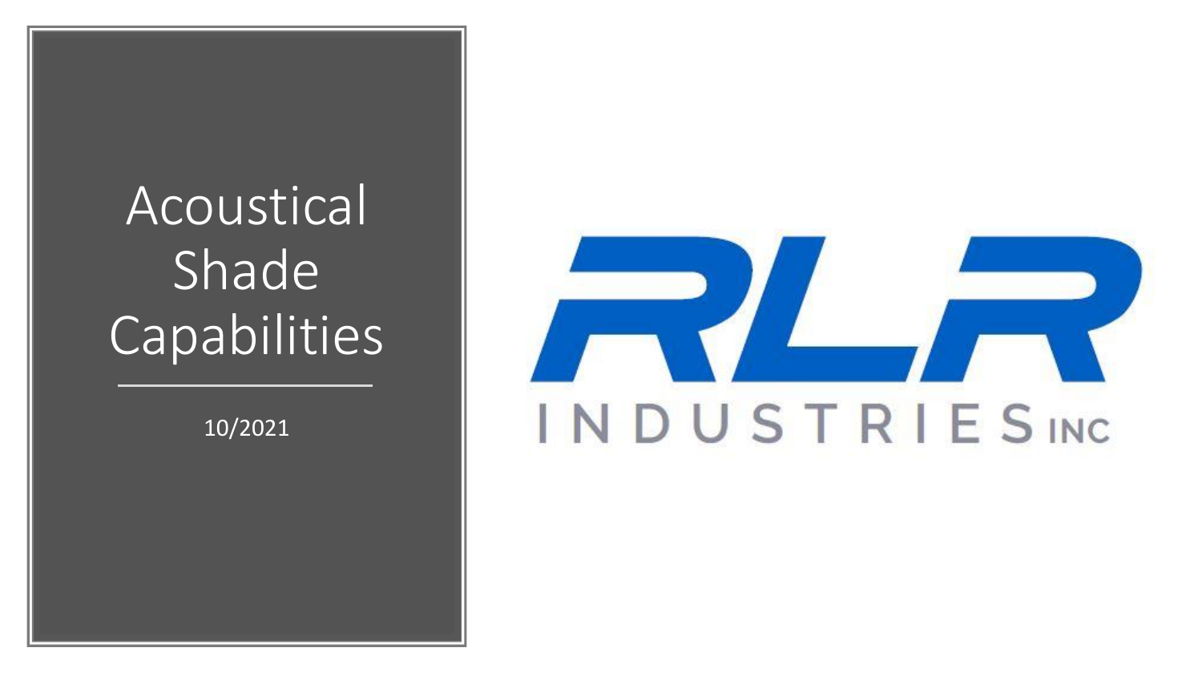# Acoustical Shade Capabilities

10/2021

RLR INDUSTRIES INC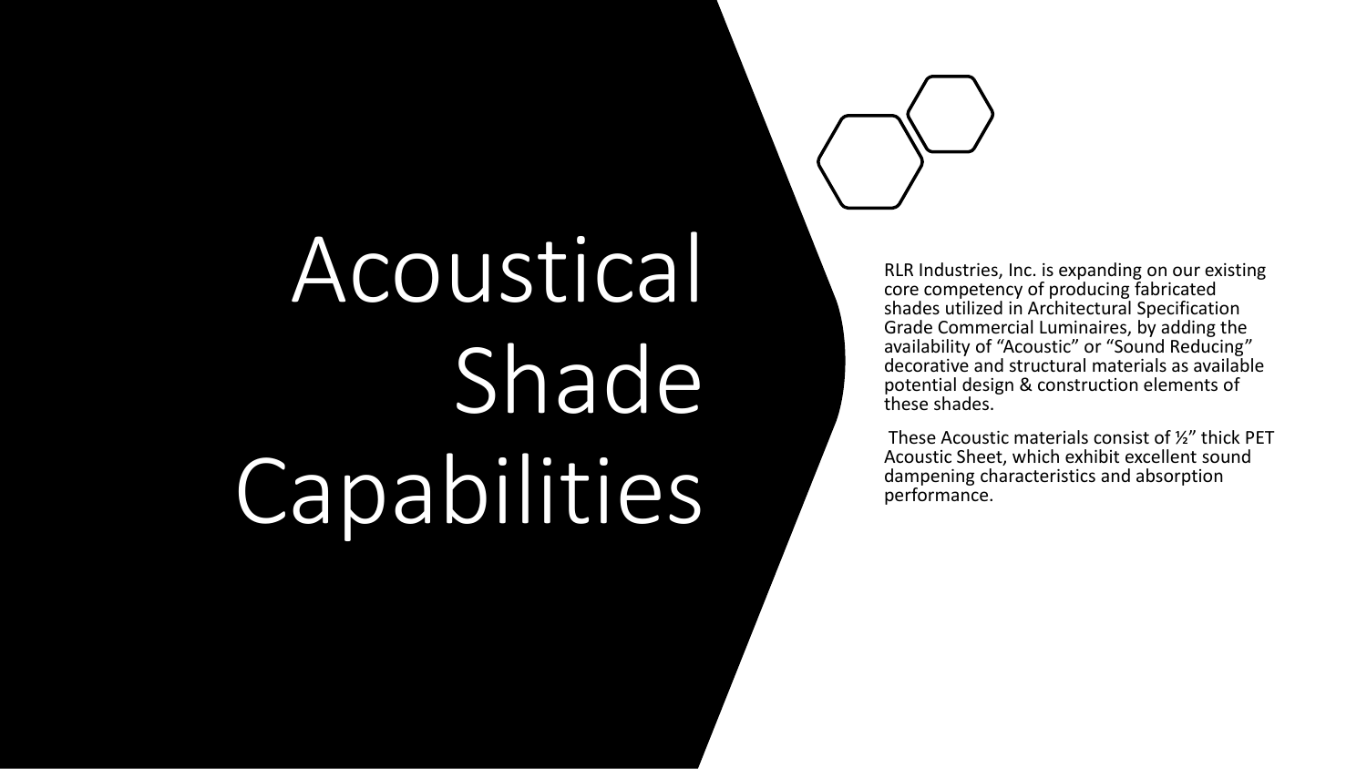# Acoustical Shade Capabilities

RLR Industries, Inc. is expanding on our existing core competency of producing fabricated shades utilized in Architectural Specification Grade Commercial Luminaires, by adding the availability of "Acoustic" or "Sound Reducing" decorative and structural materials as available potential design & construction elements of these shades.

These Acoustic materials consist of ½" thick PET Acoustic Sheet, which exhibit excellent sound dampening characteristics and absorption performance.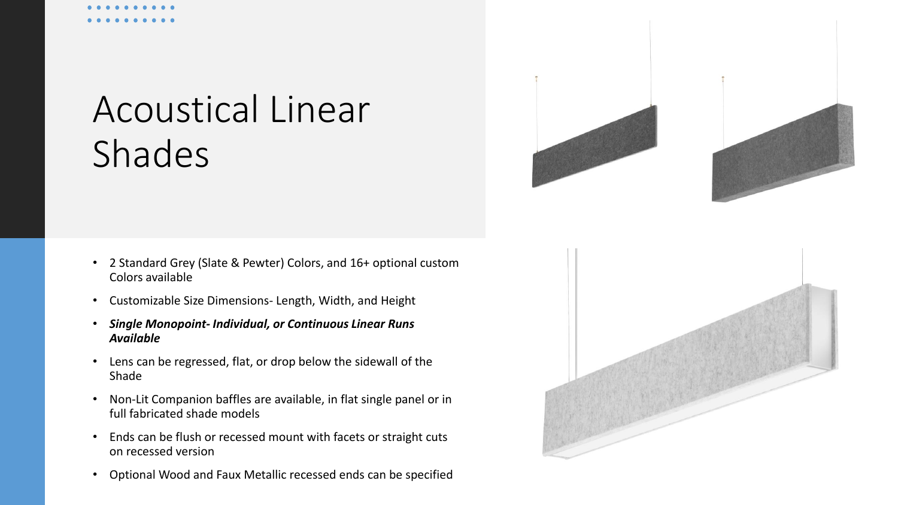# Acoustical Linear Shades

- 2 Standard Grey (Slate & Pewter) Colors, and 16+ optional custom Colors available
- Customizable Size Dimensions- Length, Width, and Height
- ***Single Monopoint- Individual, or Continuous Linear Runs Available***
- Lens can be regressed, flat, or drop below the sidewall of the Shade
- Non-Lit Companion baffles are available, in flat single panel or in full fabricated shade models
- Ends can be flush or recessed mount with facets or straight cuts on recessed version
- Optional Wood and Faux Metallic recessed ends can be specified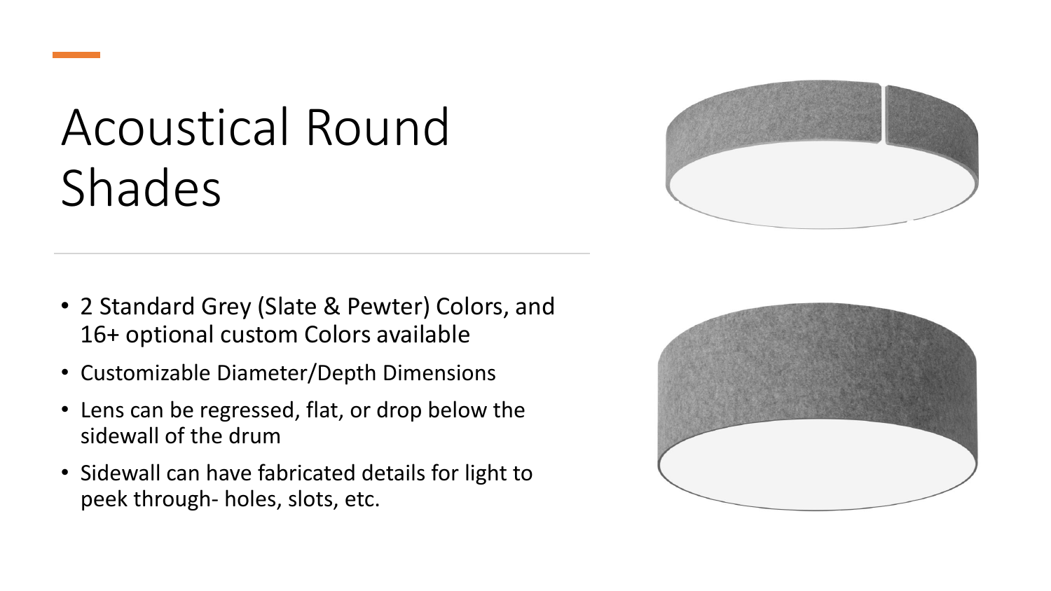# Acoustical Round Shades

- 2 Standard Grey (Slate & Pewter) Colors, and 16+ optional custom Colors available
- Customizable Diameter/Depth Dimensions
- Lens can be regressed, flat, or drop below the sidewall of the drum
- Sidewall can have fabricated details for light to peek through- holes, slots, etc.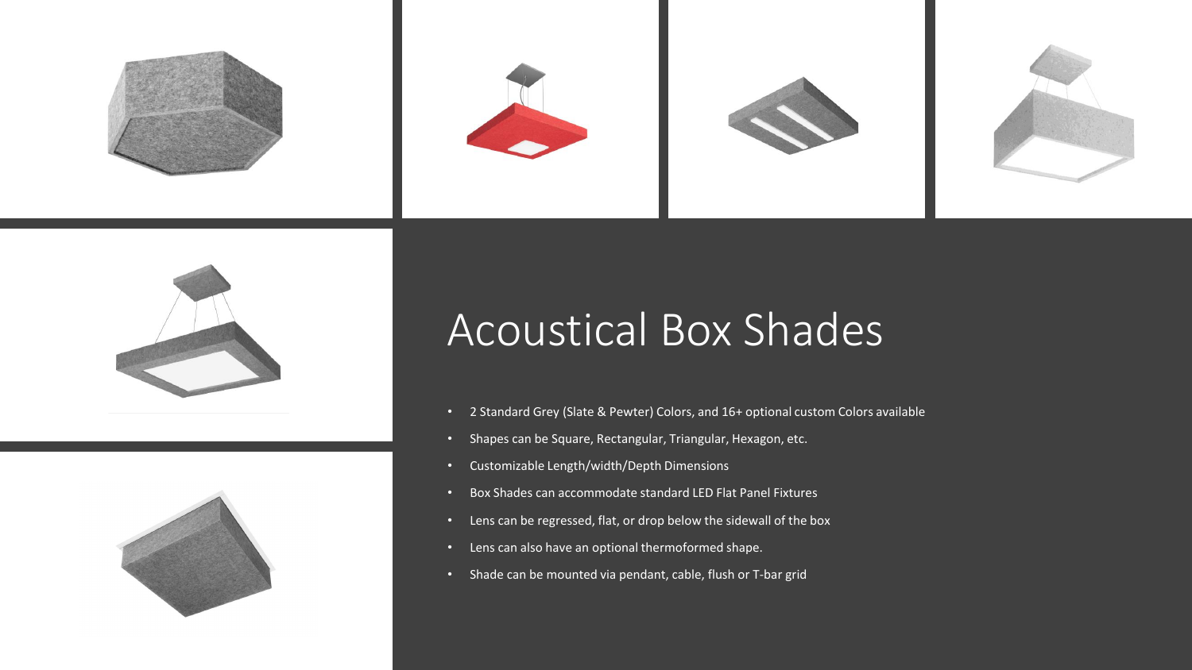# Acoustical Box Shades

- 2 Standard Grey (Slate & Pewter) Colors, and 16+ optional custom Colors available
- Shapes can be Square, Rectangular, Triangular, Hexagon, etc.
- Customizable Length/width/Depth Dimensions
- Box Shades can accommodate standard LED Flat Panel Fixtures
- Lens can be regressed, flat, or drop below the sidewall of the box
- Lens can also have an optional thermoformed shape.
- Shade can be mounted via pendant, cable, flush or T-bar grid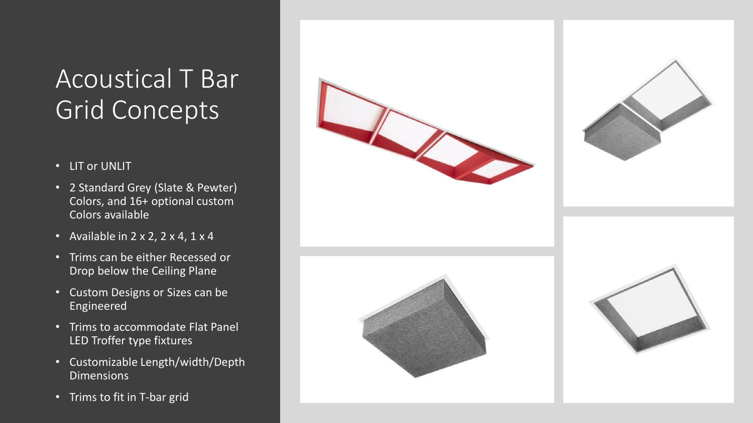# Acoustical T Bar Grid Concepts

- LIT or UNLIT
- 2 Standard Grey (Slate & Pewter) Colors, and 16+ optional custom Colors available
- Available in 2 x 2, 2 x 4, 1 x 4
- Trims can be either Recessed or Drop below the Ceiling Plane
- Custom Designs or Sizes can be Engineered
- Trims to accommodate Flat Panel LED Troffer type fixtures
- Customizable Length/width/Depth Dimensions
- Trims to fit in T-bar grid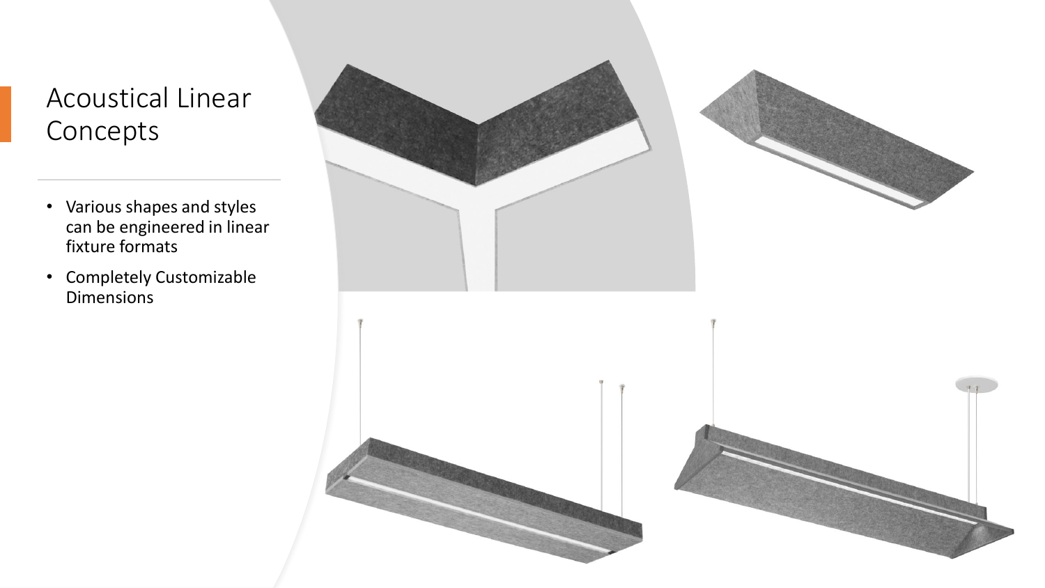# Acoustical Linear Concepts

- Various shapes and styles can be engineered in linear fixture formats
- Completely Customizable Dimensions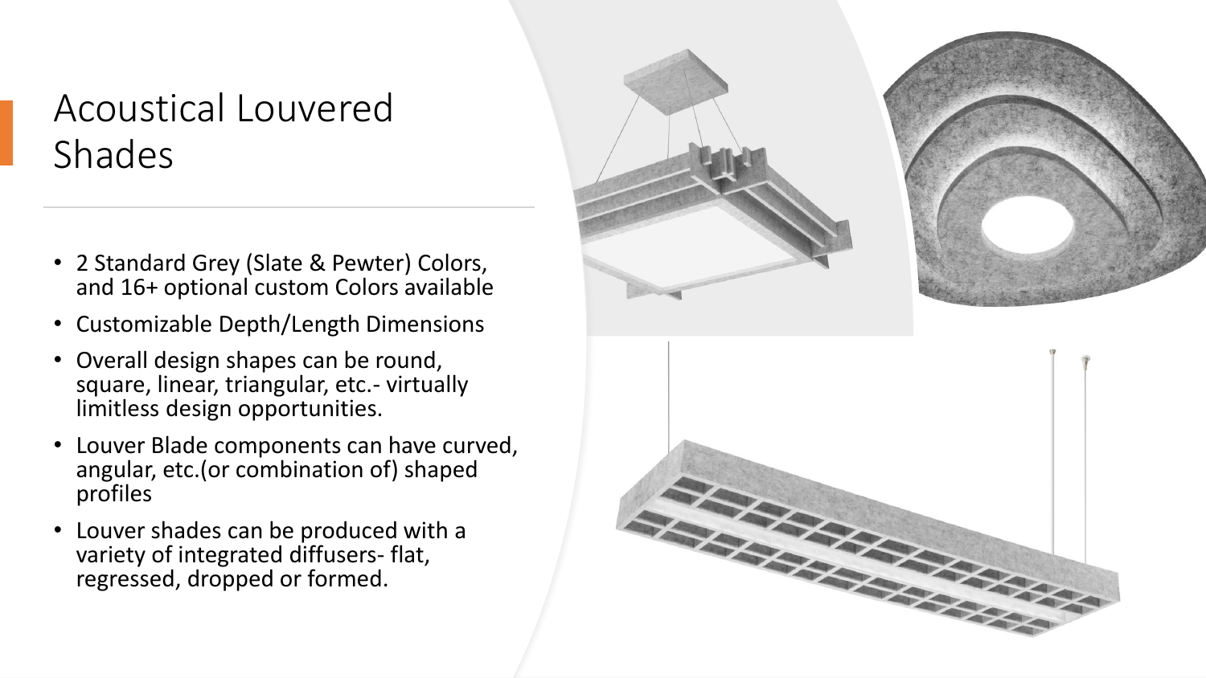# Acoustical Louvered Shades

- 2 Standard Grey (Slate & Pewter) Colors, and 16+ optional custom Colors available
- Customizable Depth/Length Dimensions
- Overall design shapes can be round, square, linear, triangular, etc.- virtually limitless design opportunities.
- Louver Blade components can have curved, angular, etc.(or combination of) shaped profiles
- Louver shades can be produced with a variety of integrated diffusers- flat, regressed, dropped or formed.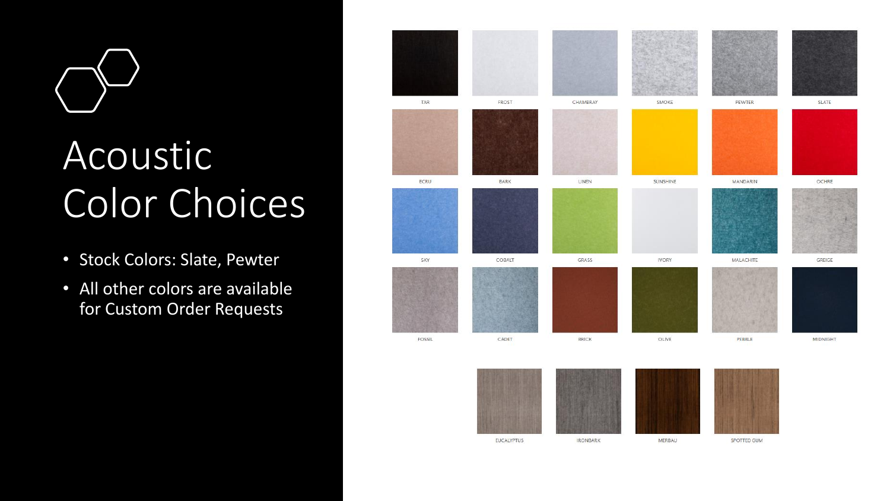# Acoustic Color Choices

- Stock Colors: Slate, Pewter
- All other colors are available for Custom Order Requests

| | | | | | |
|---|---|---|---|---|---|
| TAR | FROST | CHAMBRAY | SMOKE | PEWTER | SLATE |
| ECRU | BARK | LINEN | SUNSHINE | MANDARIN | OCHRE |
| SKY | COBALT | GRASS | IVORY | MALACHITE | GREIGE |
| FOSSIL | CADET | BRICK | OLIVE | PEBBLE | MIDNIGHT |

| | | | |
|---|---|---|---|
| EUCALYPTUS | IRONBARK | MERBAU | SPOTTED GUM |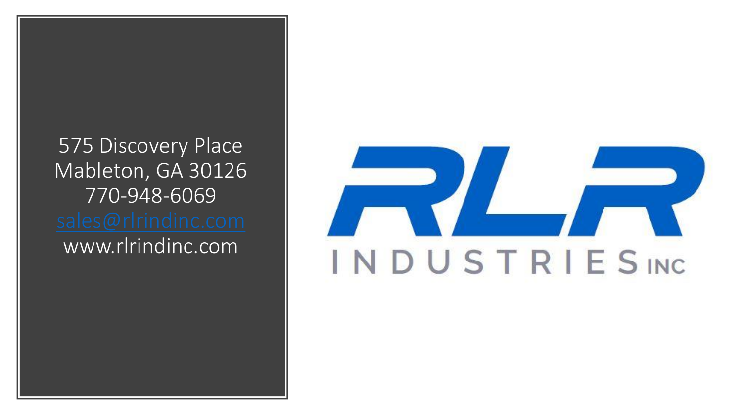575 Discovery Place
Mableton, GA 30126
770-948-6069
sales@rlrindinc.com
www.rlrindinc.com

RLR
INDUSTRIES INC